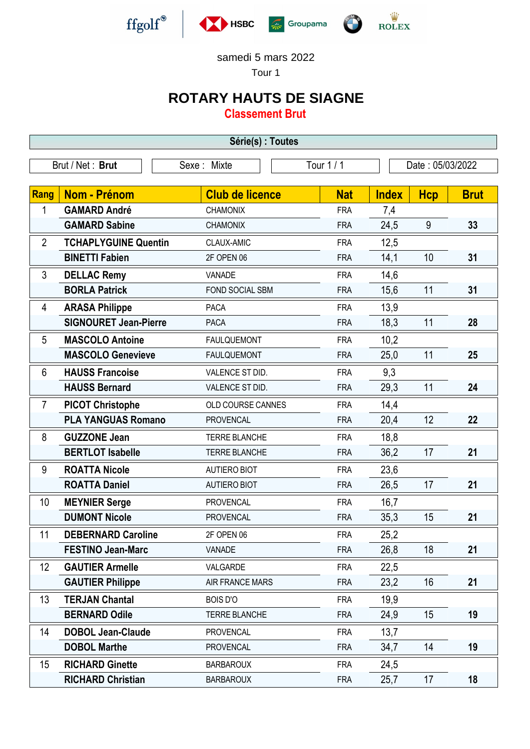ffgolf® HSBC Groupama ROLEX

samedi 5 mars 2022

Tour 1

# ROTARY HAUTS DE SIAGNE

## Classement Brut

**Série(s) : Toutes**

| Brut / Net : **Brut** | Sexe : Mixte | Tour 1 / 1 | Date : 05/03/2022 |
|---|---|---|---|

| Rang | Nom - Prénom | Club de licence | Nat | Index | Hcp | Brut |
|---|---|---|---|---|---|---|
| 1 | **GAMARD André** | CHAMONIX | FRA | 7,4 | | |
| | **GAMARD Sabine** | CHAMONIX | FRA | 24,5 | 9 | **33** |
| 2 | **TCHAPLYGUINE Quentin** | CLAUX-AMIC | FRA | 12,5 | | |
| | **BINETTI Fabien** | 2F OPEN 06 | FRA | 14,1 | 10 | **31** |
| 3 | **DELLAC Remy** | VANADE | FRA | 14,6 | | |
| | **BORLA Patrick** | FOND SOCIAL SBM | FRA | 15,6 | 11 | **31** |
| 4 | **ARASA Philippe** | PACA | FRA | 13,9 | | |
| | **SIGNOURET Jean-Pierre** | PACA | FRA | 18,3 | 11 | **28** |
| 5 | **MASCOLO Antoine** | FAULQUEMONT | FRA | 10,2 | | |
| | **MASCOLO Genevieve** | FAULQUEMONT | FRA | 25,0 | 11 | **25** |
| 6 | **HAUSS Francoise** | VALENCE ST DID. | FRA | 9,3 | | |
| | **HAUSS Bernard** | VALENCE ST DID. | FRA | 29,3 | 11 | **24** |
| 7 | **PICOT Christophe** | OLD COURSE CANNES | FRA | 14,4 | | |
| | **PLA YANGUAS Romano** | PROVENCAL | FRA | 20,4 | 12 | **22** |
| 8 | **GUZZONE Jean** | TERRE BLANCHE | FRA | 18,8 | | |
| | **BERTLOT Isabelle** | TERRE BLANCHE | FRA | 36,2 | 17 | **21** |
| 9 | **ROATTA Nicole** | AUTIERO BIOT | FRA | 23,6 | | |
| | **ROATTA Daniel** | AUTIERO BIOT | FRA | 26,5 | 17 | **21** |
| 10 | **MEYNIER Serge** | PROVENCAL | FRA | 16,7 | | |
| | **DUMONT Nicole** | PROVENCAL | FRA | 35,3 | 15 | **21** |
| 11 | **DEBERNARD Caroline** | 2F OPEN 06 | FRA | 25,2 | | |
| | **FESTINO Jean-Marc** | VANADE | FRA | 26,8 | 18 | **21** |
| 12 | **GAUTIER Armelle** | VALGARDE | FRA | 22,5 | | |
| | **GAUTIER Philippe** | AIR FRANCE MARS | FRA | 23,2 | 16 | **21** |
| 13 | **TERJAN Chantal** | BOIS D'O | FRA | 19,9 | | |
| | **BERNARD Odile** | TERRE BLANCHE | FRA | 24,9 | 15 | **19** |
| 14 | **DOBOL Jean-Claude** | PROVENCAL | FRA | 13,7 | | |
| | **DOBOL Marthe** | PROVENCAL | FRA | 34,7 | 14 | **19** |
| 15 | **RICHARD Ginette** | BARBAROUX | FRA | 24,5 | | |
| | **RICHARD Christian** | BARBAROUX | FRA | 25,7 | 17 | **18** |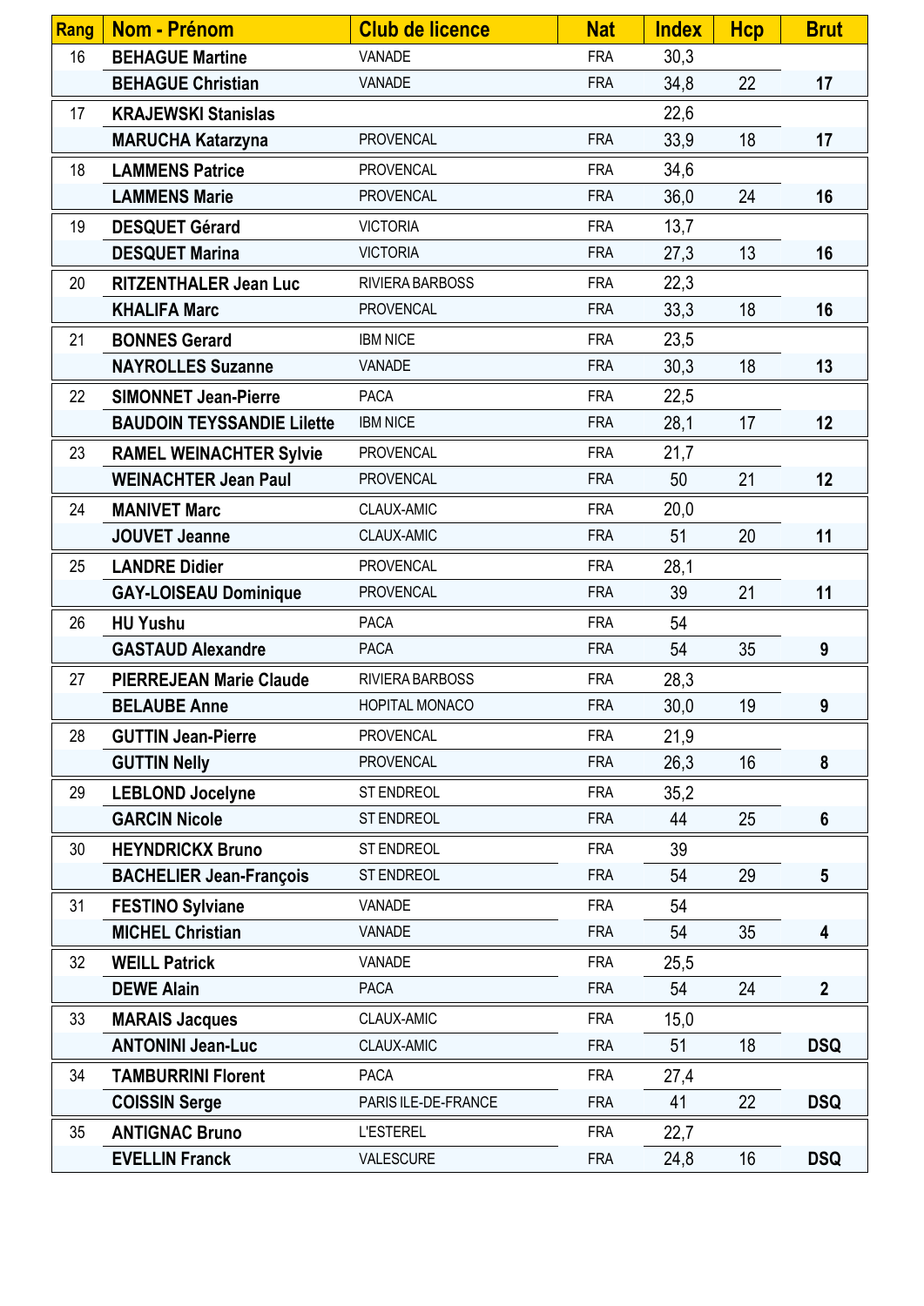| Rang | Nom - Prénom | Club de licence | Nat | Index | Hcp | Brut |
|---|---|---|---|---|---|---|
| 16 | **BEHAGUE Martine** | VANADE | FRA | 30,3 | | |
| | **BEHAGUE Christian** | VANADE | FRA | 34,8 | 22 | **17** |
| 17 | **KRAJEWSKI Stanislas** | | | 22,6 | | |
| | **MARUCHA Katarzyna** | PROVENCAL | FRA | 33,9 | 18 | **17** |
| 18 | **LAMMENS Patrice** | PROVENCAL | FRA | 34,6 | | |
| | **LAMMENS Marie** | PROVENCAL | FRA | 36,0 | 24 | **16** |
| 19 | **DESQUET Gérard** | VICTORIA | FRA | 13,7 | | |
| | **DESQUET Marina** | VICTORIA | FRA | 27,3 | 13 | **16** |
| 20 | **RITZENTHALER Jean Luc** | RIVIERA BARBOSS | FRA | 22,3 | | |
| | **KHALIFA Marc** | PROVENCAL | FRA | 33,3 | 18 | **16** |
| 21 | **BONNES Gerard** | IBM NICE | FRA | 23,5 | | |
| | **NAYROLLES Suzanne** | VANADE | FRA | 30,3 | 18 | **13** |
| 22 | **SIMONNET Jean-Pierre** | PACA | FRA | 22,5 | | |
| | **BAUDOIN TEYSSANDIE Lilette** | IBM NICE | FRA | 28,1 | 17 | **12** |
| 23 | **RAMEL WEINACHTER Sylvie** | PROVENCAL | FRA | 21,7 | | |
| | **WEINACHTER Jean Paul** | PROVENCAL | FRA | 50 | 21 | **12** |
| 24 | **MANIVET Marc** | CLAUX-AMIC | FRA | 20,0 | | |
| | **JOUVET Jeanne** | CLAUX-AMIC | FRA | 51 | 20 | **11** |
| 25 | **LANDRE Didier** | PROVENCAL | FRA | 28,1 | | |
| | **GAY-LOISEAU Dominique** | PROVENCAL | FRA | 39 | 21 | **11** |
| 26 | **HU Yushu** | PACA | FRA | 54 | | |
| | **GASTAUD Alexandre** | PACA | FRA | 54 | 35 | **9** |
| 27 | **PIERREJEAN Marie Claude** | RIVIERA BARBOSS | FRA | 28,3 | | |
| | **BELAUBE Anne** | HOPITAL MONACO | FRA | 30,0 | 19 | **9** |
| 28 | **GUTTIN Jean-Pierre** | PROVENCAL | FRA | 21,9 | | |
| | **GUTTIN Nelly** | PROVENCAL | FRA | 26,3 | 16 | **8** |
| 29 | **LEBLOND Jocelyne** | ST ENDREOL | FRA | 35,2 | | |
| | **GARCIN Nicole** | ST ENDREOL | FRA | 44 | 25 | **6** |
| 30 | **HEYNDRICKX Bruno** | ST ENDREOL | FRA | 39 | | |
| | **BACHELIER Jean-François** | ST ENDREOL | FRA | 54 | 29 | **5** |
| 31 | **FESTINO Sylviane** | VANADE | FRA | 54 | | |
| | **MICHEL Christian** | VANADE | FRA | 54 | 35 | **4** |
| 32 | **WEILL Patrick** | VANADE | FRA | 25,5 | | |
| | **DEWE Alain** | PACA | FRA | 54 | 24 | **2** |
| 33 | **MARAIS Jacques** | CLAUX-AMIC | FRA | 15,0 | | |
| | **ANTONINI Jean-Luc** | CLAUX-AMIC | FRA | 51 | 18 | **DSQ** |
| 34 | **TAMBURRINI Florent** | PACA | FRA | 27,4 | | |
| | **COISSIN Serge** | PARIS ILE-DE-FRANCE | FRA | 41 | 22 | **DSQ** |
| 35 | **ANTIGNAC Bruno** | L'ESTEREL | FRA | 22,7 | | |
| | **EVELLIN Franck** | VALESCURE | FRA | 24,8 | 16 | **DSQ** |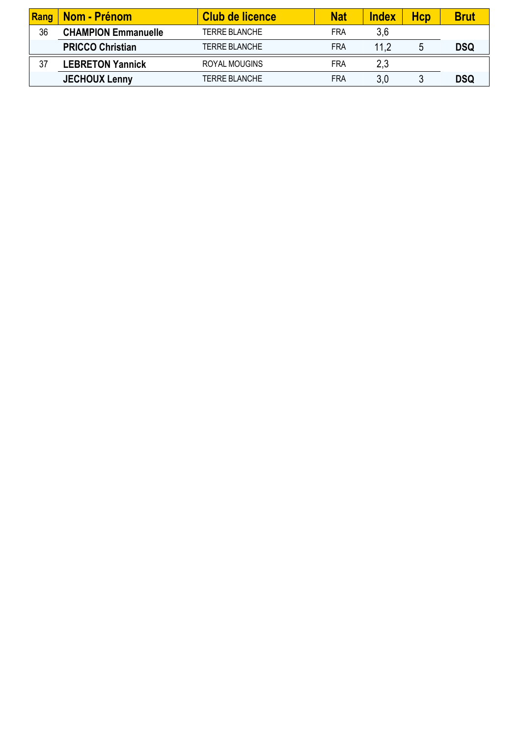| Rang | Nom - Prénom | Club de licence | Nat | Index | Hcp | Brut |
|---|---|---|---|---|---|---|
| 36 | **CHAMPION Emmanuelle** | TERRE BLANCHE | FRA | 3,6 | | |
| | **PRICCO Christian** | TERRE BLANCHE | FRA | 11,2 | 5 | **DSQ** |
| 37 | **LEBRETON Yannick** | ROYAL MOUGINS | FRA | 2,3 | | |
| | **JECHOUX Lenny** | TERRE BLANCHE | FRA | 3,0 | 3 | **DSQ** |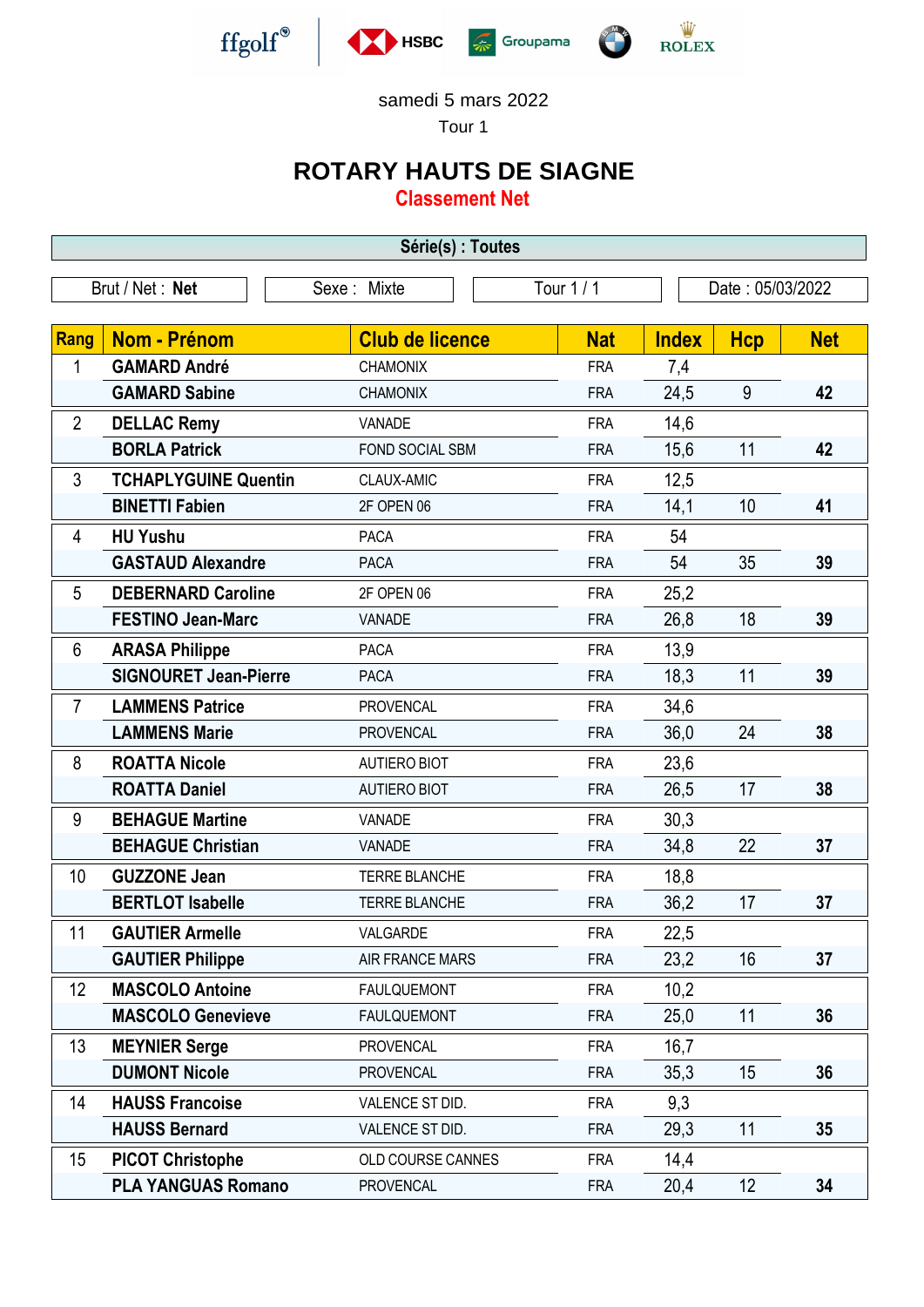ffgolf® HSBC Groupama ROLEX

samedi 5 mars 2022

Tour 1

# ROTARY HAUTS DE SIAGNE

## Classement Net

| Série(s) : Toutes |
|---|

| Brut / Net : **Net** | Sexe : Mixte | Tour 1 / 1 | Date : 05/03/2022 |
|---|---|---|---|

| Rang | Nom - Prénom | Club de licence | Nat | Index | Hcp | Net |
|---|---|---|---|---|---|---|
| 1 | **GAMARD André** | CHAMONIX | FRA | 7,4 | | |
| | **GAMARD Sabine** | CHAMONIX | FRA | 24,5 | 9 | **42** |
| 2 | **DELLAC Remy** | VANADE | FRA | 14,6 | | |
| | **BORLA Patrick** | FOND SOCIAL SBM | FRA | 15,6 | 11 | **42** |
| 3 | **TCHAPLYGUINE Quentin** | CLAUX-AMIC | FRA | 12,5 | | |
| | **BINETTI Fabien** | 2F OPEN 06 | FRA | 14,1 | 10 | **41** |
| 4 | **HU Yushu** | PACA | FRA | 54 | | |
| | **GASTAUD Alexandre** | PACA | FRA | 54 | 35 | **39** |
| 5 | **DEBERNARD Caroline** | 2F OPEN 06 | FRA | 25,2 | | |
| | **FESTINO Jean-Marc** | VANADE | FRA | 26,8 | 18 | **39** |
| 6 | **ARASA Philippe** | PACA | FRA | 13,9 | | |
| | **SIGNOURET Jean-Pierre** | PACA | FRA | 18,3 | 11 | **39** |
| 7 | **LAMMENS Patrice** | PROVENCAL | FRA | 34,6 | | |
| | **LAMMENS Marie** | PROVENCAL | FRA | 36,0 | 24 | **38** |
| 8 | **ROATTA Nicole** | AUTIERO BIOT | FRA | 23,6 | | |
| | **ROATTA Daniel** | AUTIERO BIOT | FRA | 26,5 | 17 | **38** |
| 9 | **BEHAGUE Martine** | VANADE | FRA | 30,3 | | |
| | **BEHAGUE Christian** | VANADE | FRA | 34,8 | 22 | **37** |
| 10 | **GUZZONE Jean** | TERRE BLANCHE | FRA | 18,8 | | |
| | **BERTLOT Isabelle** | TERRE BLANCHE | FRA | 36,2 | 17 | **37** |
| 11 | **GAUTIER Armelle** | VALGARDE | FRA | 22,5 | | |
| | **GAUTIER Philippe** | AIR FRANCE MARS | FRA | 23,2 | 16 | **37** |
| 12 | **MASCOLO Antoine** | FAULQUEMONT | FRA | 10,2 | | |
| | **MASCOLO Genevieve** | FAULQUEMONT | FRA | 25,0 | 11 | **36** |
| 13 | **MEYNIER Serge** | PROVENCAL | FRA | 16,7 | | |
| | **DUMONT Nicole** | PROVENCAL | FRA | 35,3 | 15 | **36** |
| 14 | **HAUSS Francoise** | VALENCE ST DID. | FRA | 9,3 | | |
| | **HAUSS Bernard** | VALENCE ST DID. | FRA | 29,3 | 11 | **35** |
| 15 | **PICOT Christophe** | OLD COURSE CANNES | FRA | 14,4 | | |
| | **PLA YANGUAS Romano** | PROVENCAL | FRA | 20,4 | 12 | **34** |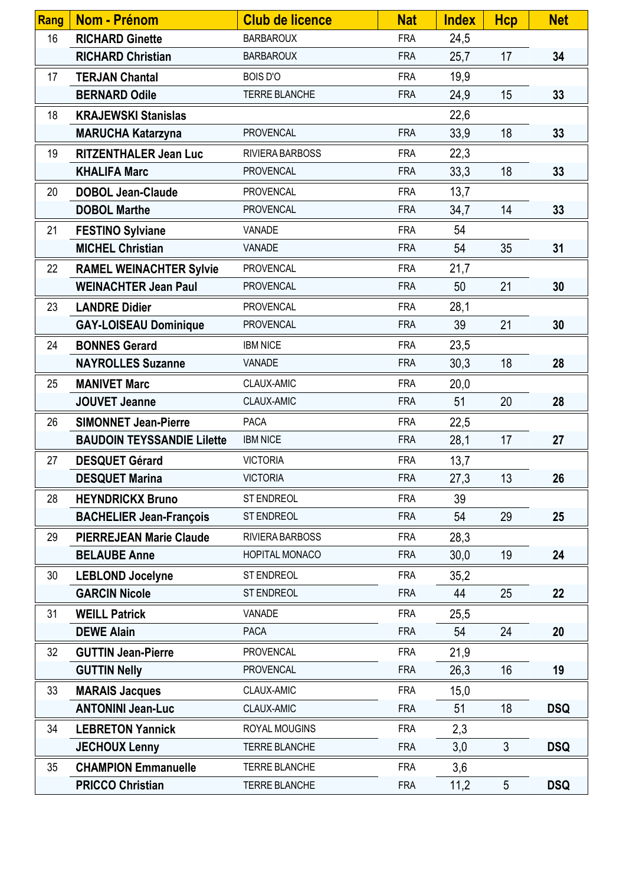| Rang | Nom - Prénom | Club de licence | Nat | Index | Hcp | Net |
|---|---|---|---|---|---|---|
| 16 | RICHARD Ginette | BARBAROUX | FRA | 24,5 | | |
| | RICHARD Christian | BARBAROUX | FRA | 25,7 | 17 | 34 |
| 17 | TERJAN Chantal | BOIS D'O | FRA | 19,9 | | |
| | BERNARD Odile | TERRE BLANCHE | FRA | 24,9 | 15 | 33 |
| 18 | KRAJEWSKI Stanislas | | | 22,6 | | |
| | MARUCHA Katarzyna | PROVENCAL | FRA | 33,9 | 18 | 33 |
| 19 | RITZENTHALER Jean Luc | RIVIERA BARBOSS | FRA | 22,3 | | |
| | KHALIFA Marc | PROVENCAL | FRA | 33,3 | 18 | 33 |
| 20 | DOBOL Jean-Claude | PROVENCAL | FRA | 13,7 | | |
| | DOBOL Marthe | PROVENCAL | FRA | 34,7 | 14 | 33 |
| 21 | FESTINO Sylviane | VANADE | FRA | 54 | | |
| | MICHEL Christian | VANADE | FRA | 54 | 35 | 31 |
| 22 | RAMEL WEINACHTER Sylvie | PROVENCAL | FRA | 21,7 | | |
| | WEINACHTER Jean Paul | PROVENCAL | FRA | 50 | 21 | 30 |
| 23 | LANDRE Didier | PROVENCAL | FRA | 28,1 | | |
| | GAY-LOISEAU Dominique | PROVENCAL | FRA | 39 | 21 | 30 |
| 24 | BONNES Gerard | IBM NICE | FRA | 23,5 | | |
| | NAYROLLES Suzanne | VANADE | FRA | 30,3 | 18 | 28 |
| 25 | MANIVET Marc | CLAUX-AMIC | FRA | 20,0 | | |
| | JOUVET Jeanne | CLAUX-AMIC | FRA | 51 | 20 | 28 |
| 26 | SIMONNET Jean-Pierre | PACA | FRA | 22,5 | | |
| | BAUDOIN TEYSSANDIE Lilette | IBM NICE | FRA | 28,1 | 17 | 27 |
| 27 | DESQUET Gérard | VICTORIA | FRA | 13,7 | | |
| | DESQUET Marina | VICTORIA | FRA | 27,3 | 13 | 26 |
| 28 | HEYNDRICKX Bruno | ST ENDREOL | FRA | 39 | | |
| | BACHELIER Jean-François | ST ENDREOL | FRA | 54 | 29 | 25 |
| 29 | PIERREJEAN Marie Claude | RIVIERA BARBOSS | FRA | 28,3 | | |
| | BELAUBE Anne | HOPITAL MONACO | FRA | 30,0 | 19 | 24 |
| 30 | LEBLOND Jocelyne | ST ENDREOL | FRA | 35,2 | | |
| | GARCIN Nicole | ST ENDREOL | FRA | 44 | 25 | 22 |
| 31 | WEILL Patrick | VANADE | FRA | 25,5 | | |
| | DEWE Alain | PACA | FRA | 54 | 24 | 20 |
| 32 | GUTTIN Jean-Pierre | PROVENCAL | FRA | 21,9 | | |
| | GUTTIN Nelly | PROVENCAL | FRA | 26,3 | 16 | 19 |
| 33 | MARAIS Jacques | CLAUX-AMIC | FRA | 15,0 | | |
| | ANTONINI Jean-Luc | CLAUX-AMIC | FRA | 51 | 18 | DSQ |
| 34 | LEBRETON Yannick | ROYAL MOUGINS | FRA | 2,3 | | |
| | JECHOUX Lenny | TERRE BLANCHE | FRA | 3,0 | 3 | DSQ |
| 35 | CHAMPION Emmanuelle | TERRE BLANCHE | FRA | 3,6 | | |
| | PRICCO Christian | TERRE BLANCHE | FRA | 11,2 | 5 | DSQ |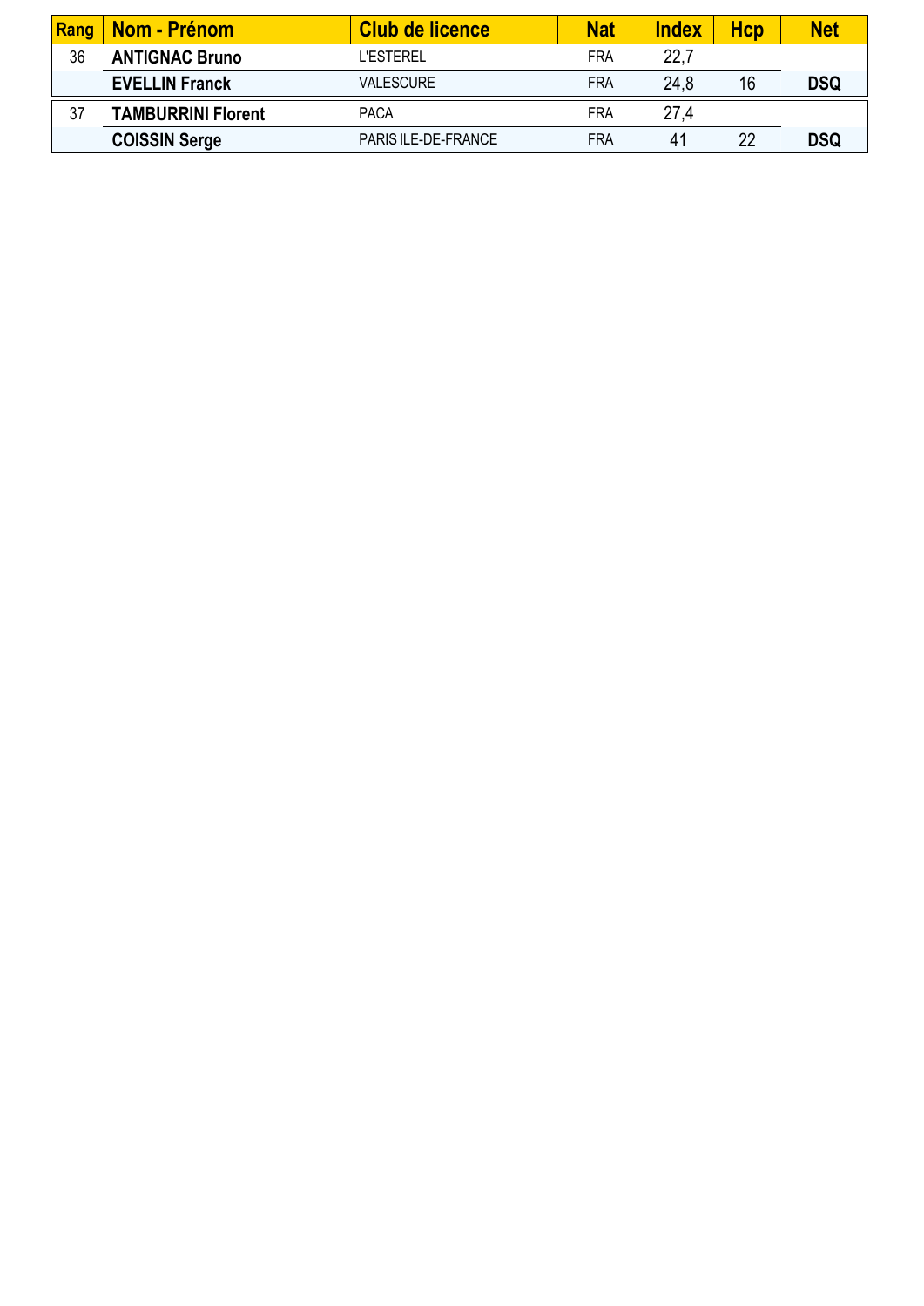| Rang | Nom - Prénom | Club de licence | Nat | Index | Hcp | Net |
|---|---|---|---|---|---|---|
| 36 | **ANTIGNAC Bruno** | L'ESTEREL | FRA | 22,7 | | |
| | **EVELLIN Franck** | VALESCURE | FRA | 24,8 | 16 | **DSQ** |
| 37 | **TAMBURRINI Florent** | PACA | FRA | 27,4 | | |
| | **COISSIN Serge** | PARIS ILE-DE-FRANCE | FRA | 41 | 22 | **DSQ** |